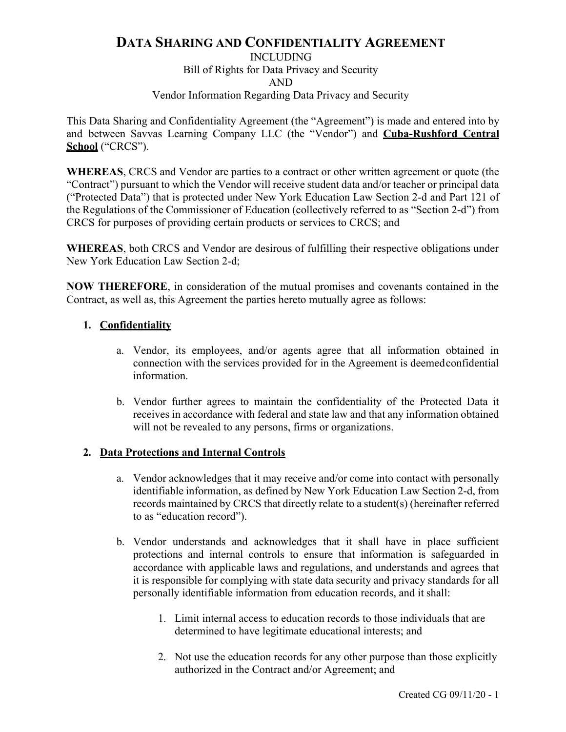# DATA SHARING AND CONFIDENTIALITY AGREEMENT

INCLUDING
Bill of Rights for Data Privacy and Security
AND
Vendor Information Regarding Data Privacy and Security

This Data Sharing and Confidentiality Agreement (the "Agreement") is made and entered into by and between Savvas Learning Company LLC (the "Vendor") and **Cuba-Rushford Central School** ("CRCS").

**WHEREAS**, CRCS and Vendor are parties to a contract or other written agreement or quote (the "Contract") pursuant to which the Vendor will receive student data and/or teacher or principal data ("Protected Data") that is protected under New York Education Law Section 2-d and Part 121 of the Regulations of the Commissioner of Education (collectively referred to as "Section 2-d") from CRCS for purposes of providing certain products or services to CRCS; and

**WHEREAS**, both CRCS and Vendor are desirous of fulfilling their respective obligations under New York Education Law Section 2-d;

**NOW THEREFORE**, in consideration of the mutual promises and covenants contained in the Contract, as well as, this Agreement the parties hereto mutually agree as follows:

1. **Confidentiality**

    a. Vendor, its employees, and/or agents agree that all information obtained in connection with the services provided for in the Agreement is deemed confidential information.

    b. Vendor further agrees to maintain the confidentiality of the Protected Data it receives in accordance with federal and state law and that any information obtained will not be revealed to any persons, firms or organizations.

2. **Data Protections and Internal Controls**

    a. Vendor acknowledges that it may receive and/or come into contact with personally identifiable information, as defined by New York Education Law Section 2-d, from records maintained by CRCS that directly relate to a student(s) (hereinafter referred to as "education record").

    b. Vendor understands and acknowledges that it shall have in place sufficient protections and internal controls to ensure that information is safeguarded in accordance with applicable laws and regulations, and understands and agrees that it is responsible for complying with state data security and privacy standards for all personally identifiable information from education records, and it shall:

        1. Limit internal access to education records to those individuals that are determined to have legitimate educational interests; and

        2. Not use the education records for any other purpose than those explicitly authorized in the Contract and/or Agreement; and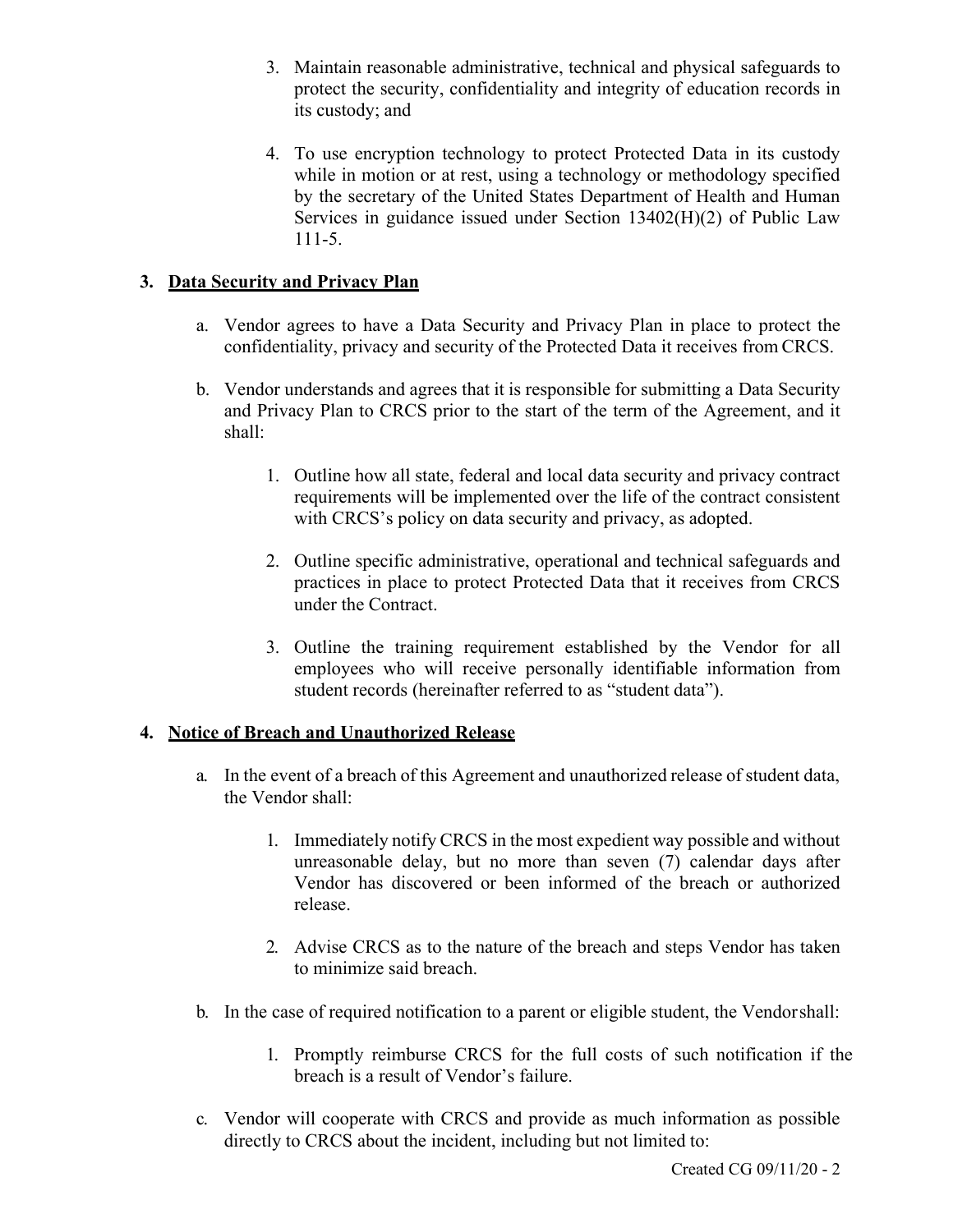3. Maintain reasonable administrative, technical and physical safeguards to protect the security, confidentiality and integrity of education records in its custody; and

4. To use encryption technology to protect Protected Data in its custody while in motion or at rest, using a technology or methodology specified by the secretary of the United States Department of Health and Human Services in guidance issued under Section 13402(H)(2) of Public Law 111-5.

**3. Data Security and Privacy Plan**

a. Vendor agrees to have a Data Security and Privacy Plan in place to protect the confidentiality, privacy and security of the Protected Data it receives from CRCS.

b. Vendor understands and agrees that it is responsible for submitting a Data Security and Privacy Plan to CRCS prior to the start of the term of the Agreement, and it shall:

1. Outline how all state, federal and local data security and privacy contract requirements will be implemented over the life of the contract consistent with CRCS's policy on data security and privacy, as adopted.

2. Outline specific administrative, operational and technical safeguards and practices in place to protect Protected Data that it receives from CRCS under the Contract.

3. Outline the training requirement established by the Vendor for all employees who will receive personally identifiable information from student records (hereinafter referred to as "student data").

**4. Notice of Breach and Unauthorized Release**

a. In the event of a breach of this Agreement and unauthorized release of student data, the Vendor shall:

1. Immediately notify CRCS in the most expedient way possible and without unreasonable delay, but no more than seven (7) calendar days after Vendor has discovered or been informed of the breach or authorized release.

2. Advise CRCS as to the nature of the breach and steps Vendor has taken to minimize said breach.

b. In the case of required notification to a parent or eligible student, the Vendor shall:

1. Promptly reimburse CRCS for the full costs of such notification if the breach is a result of Vendor's failure.

c. Vendor will cooperate with CRCS and provide as much information as possible directly to CRCS about the incident, including but not limited to:

Created CG 09/11/20 - 2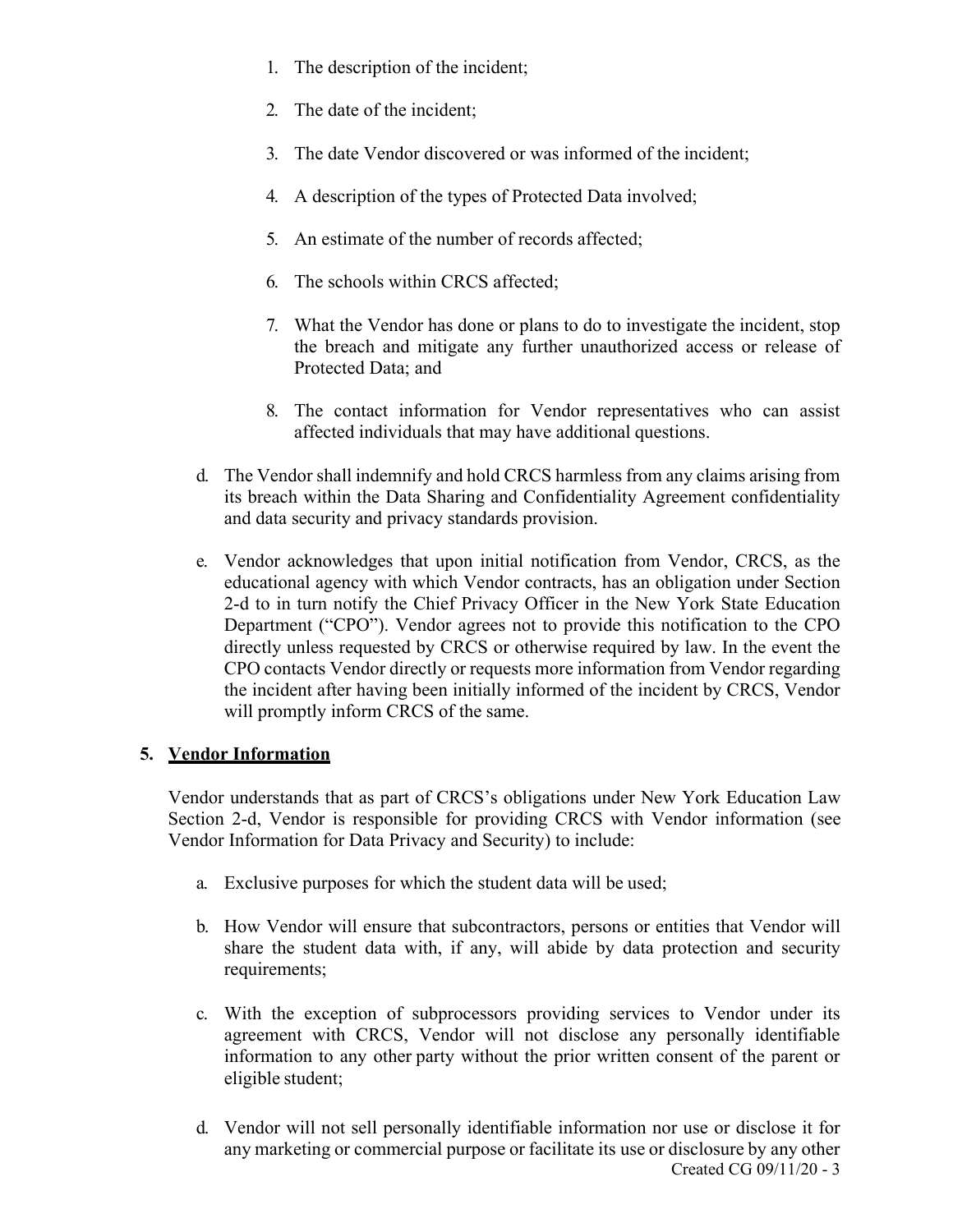1. The description of the incident;

2. The date of the incident;

3. The date Vendor discovered or was informed of the incident;

4. A description of the types of Protected Data involved;

5. An estimate of the number of records affected;

6. The schools within CRCS affected;

7. What the Vendor has done or plans to do to investigate the incident, stop the breach and mitigate any further unauthorized access or release of Protected Data; and

8. The contact information for Vendor representatives who can assist affected individuals that may have additional questions.

d. The Vendor shall indemnify and hold CRCS harmless from any claims arising from its breach within the Data Sharing and Confidentiality Agreement confidentiality and data security and privacy standards provision.

e. Vendor acknowledges that upon initial notification from Vendor, CRCS, as the educational agency with which Vendor contracts, has an obligation under Section 2-d to in turn notify the Chief Privacy Officer in the New York State Education Department ("CPO"). Vendor agrees not to provide this notification to the CPO directly unless requested by CRCS or otherwise required by law. In the event the CPO contacts Vendor directly or requests more information from Vendor regarding the incident after having been initially informed of the incident by CRCS, Vendor will promptly inform CRCS of the same.

**5. Vendor Information**

Vendor understands that as part of CRCS's obligations under New York Education Law Section 2-d, Vendor is responsible for providing CRCS with Vendor information (see Vendor Information for Data Privacy and Security) to include:

a. Exclusive purposes for which the student data will be used;

b. How Vendor will ensure that subcontractors, persons or entities that Vendor will share the student data with, if any, will abide by data protection and security requirements;

c. With the exception of subprocessors providing services to Vendor under its agreement with CRCS, Vendor will not disclose any personally identifiable information to any other party without the prior written consent of the parent or eligible student;

d. Vendor will not sell personally identifiable information nor use or disclose it for any marketing or commercial purpose or facilitate its use or disclosure by any other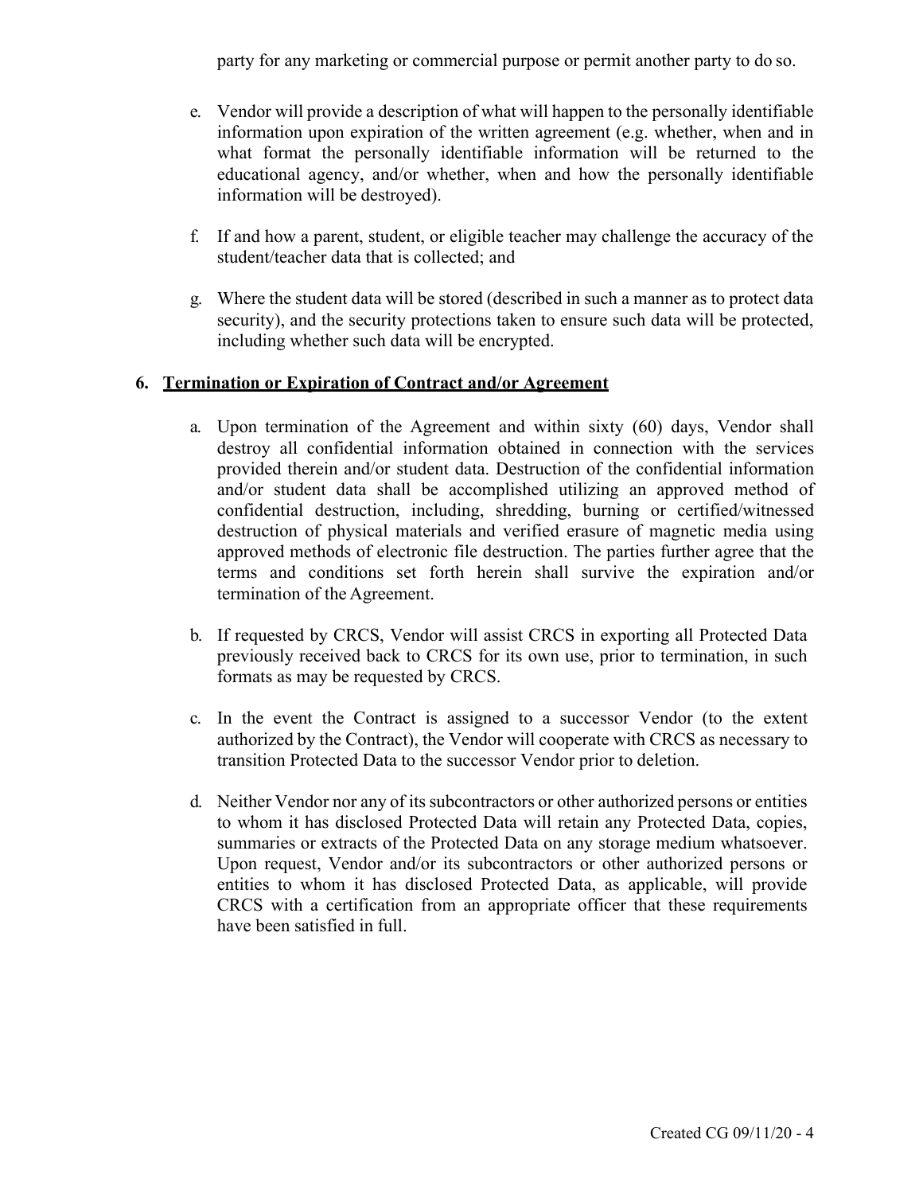party for any marketing or commercial purpose or permit another party to do so.

e. Vendor will provide a description of what will happen to the personally identifiable information upon expiration of the written agreement (e.g. whether, when and in what format the personally identifiable information will be returned to the educational agency, and/or whether, when and how the personally identifiable information will be destroyed).

f. If and how a parent, student, or eligible teacher may challenge the accuracy of the student/teacher data that is collected; and

g. Where the student data will be stored (described in such a manner as to protect data security), and the security protections taken to ensure such data will be protected, including whether such data will be encrypted.

**6. <u>Termination or Expiration of Contract and/or Agreement</u>**

a. Upon termination of the Agreement and within sixty (60) days, Vendor shall destroy all confidential information obtained in connection with the services provided therein and/or student data. Destruction of the confidential information and/or student data shall be accomplished utilizing an approved method of confidential destruction, including, shredding, burning or certified/witnessed destruction of physical materials and verified erasure of magnetic media using approved methods of electronic file destruction. The parties further agree that the terms and conditions set forth herein shall survive the expiration and/or termination of the Agreement.

b. If requested by CRCS, Vendor will assist CRCS in exporting all Protected Data previously received back to CRCS for its own use, prior to termination, in such formats as may be requested by CRCS.

c. In the event the Contract is assigned to a successor Vendor (to the extent authorized by the Contract), the Vendor will cooperate with CRCS as necessary to transition Protected Data to the successor Vendor prior to deletion.

d. Neither Vendor nor any of its subcontractors or other authorized persons or entities to whom it has disclosed Protected Data will retain any Protected Data, copies, summaries or extracts of the Protected Data on any storage medium whatsoever. Upon request, Vendor and/or its subcontractors or other authorized persons or entities to whom it has disclosed Protected Data, as applicable, will provide CRCS with a certification from an appropriate officer that these requirements have been satisfied in full.

Created CG 09/11/20 - 4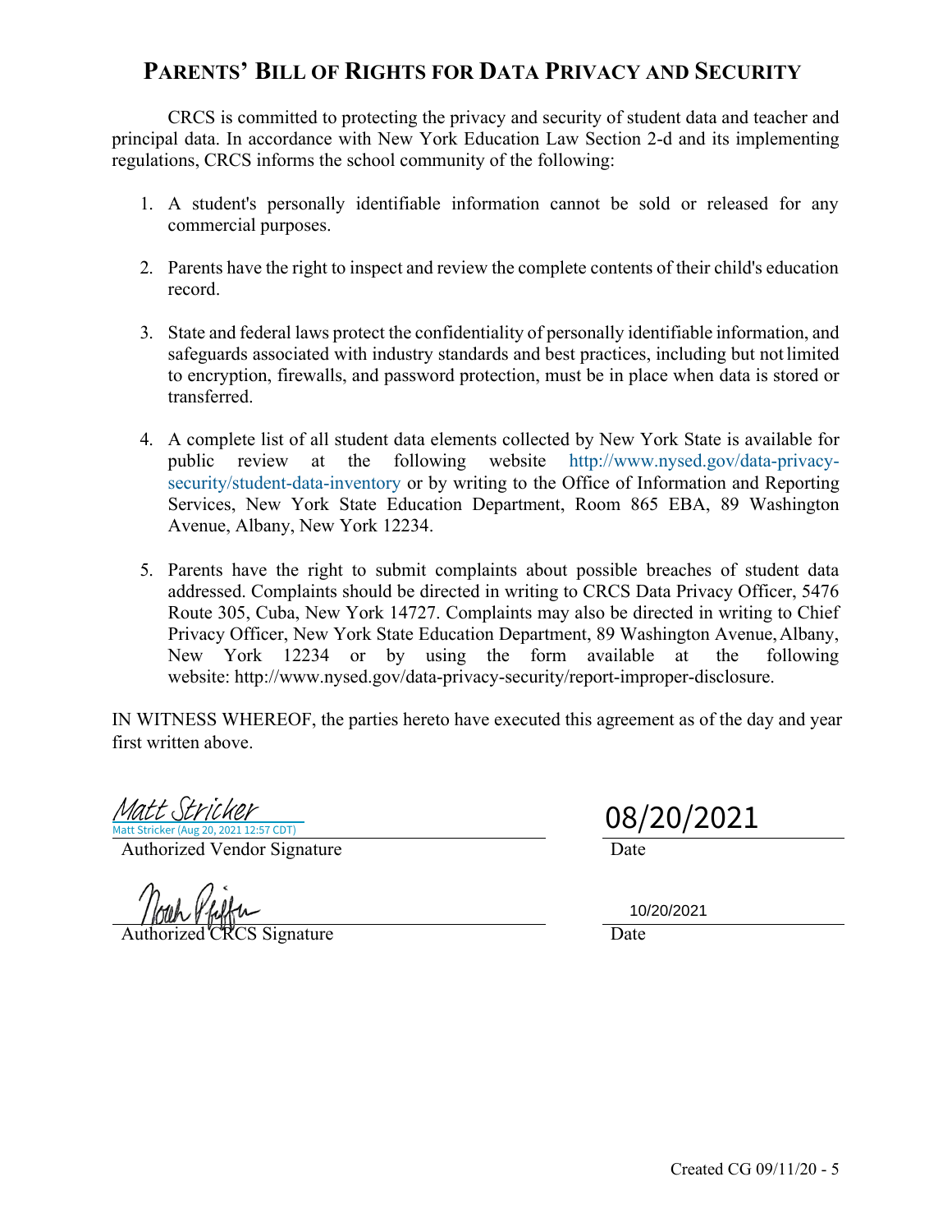## PARENTS' BILL OF RIGHTS FOR DATA PRIVACY AND SECURITY

CRCS is committed to protecting the privacy and security of student data and teacher and principal data. In accordance with New York Education Law Section 2-d and its implementing regulations, CRCS informs the school community of the following:

1. A student's personally identifiable information cannot be sold or released for any commercial purposes.

2. Parents have the right to inspect and review the complete contents of their child's education record.

3. State and federal laws protect the confidentiality of personally identifiable information, and safeguards associated with industry standards and best practices, including but not limited to encryption, firewalls, and password protection, must be in place when data is stored or transferred.

4. A complete list of all student data elements collected by New York State is available for public review at the following website http://www.nysed.gov/data-privacy-security/student-data-inventory or by writing to the Office of Information and Reporting Services, New York State Education Department, Room 865 EBA, 89 Washington Avenue, Albany, New York 12234.

5. Parents have the right to submit complaints about possible breaches of student data addressed. Complaints should be directed in writing to CRCS Data Privacy Officer, 5476 Route 305, Cuba, New York 14727. Complaints may also be directed in writing to Chief Privacy Officer, New York State Education Department, 89 Washington Avenue, Albany, New York 12234 or by using the form available at the following website: http://www.nysed.gov/data-privacy-security/report-improper-disclosure.

IN WITNESS WHEREOF, the parties hereto have executed this agreement as of the day and year first written above.

Matt Stricker
Matt Stricker (Aug 20, 2021 12:57 CDT)
Authorized Vendor Signature

08/20/2021
Date

Noah Pfeffer
Authorized CRCS Signature

10/20/2021
Date

Created CG 09/11/20 - 5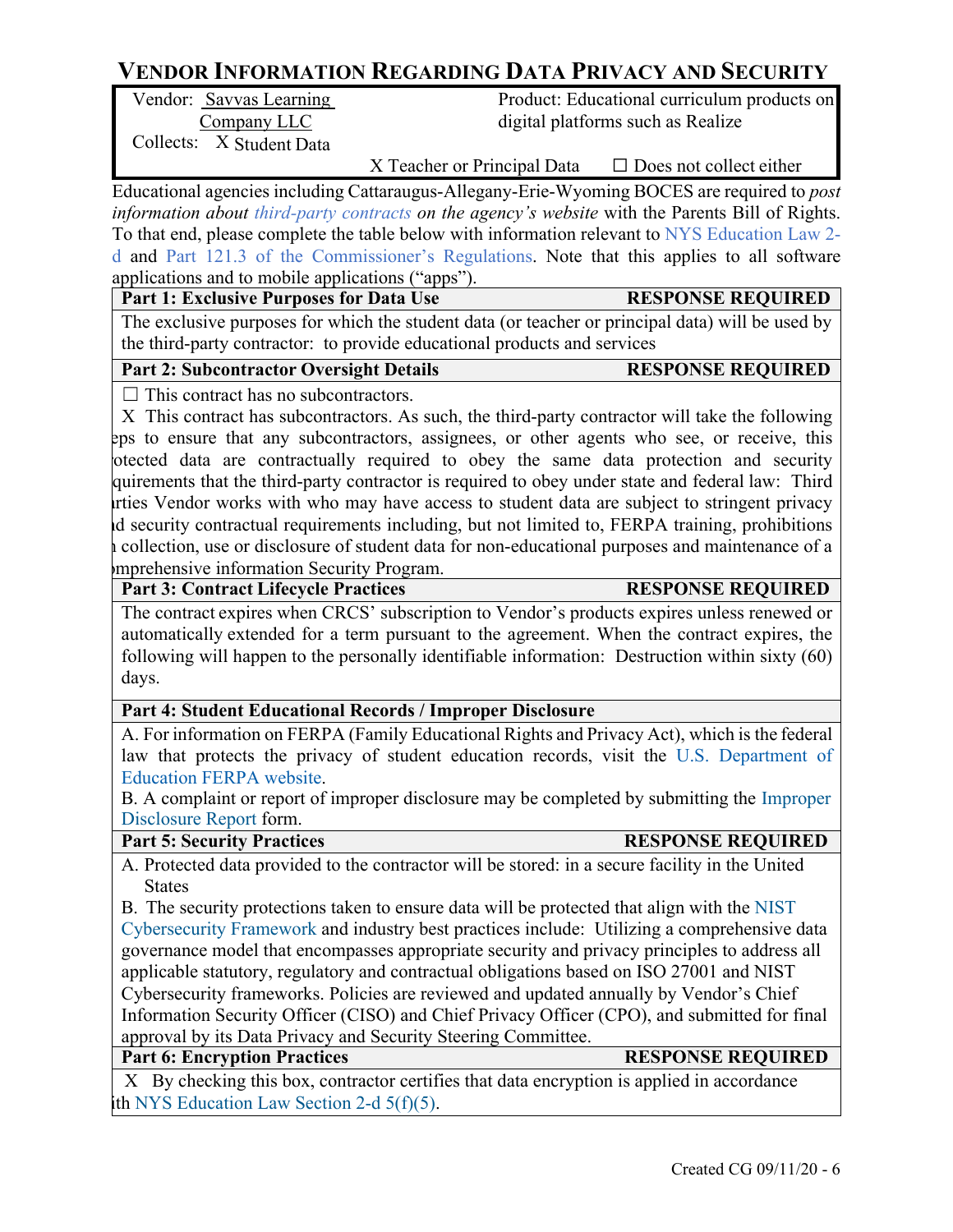# VENDOR INFORMATION REGARDING DATA PRIVACY AND SECURITY

| | |
|---|---|
| Vendor: Savvas Learning Company LLC | Product: Educational curriculum products on digital platforms such as Realize |
| Collects: X Student Data | X Teacher or Principal Data ☐ Does not collect either |

Educational agencies including Cattaraugus-Allegany-Erie-Wyoming BOCES are required to *post information about* third-party contracts *on the agency's website* with the Parents Bill of Rights. To that end, please complete the table below with information relevant to NYS Education Law 2-d and Part 121.3 of the Commissioner's Regulations. Note that this applies to all software applications and to mobile applications ("apps").

**Part 1: Exclusive Purposes for Data Use** — **RESPONSE REQUIRED**

The exclusive purposes for which the student data (or teacher or principal data) will be used by the third-party contractor: to provide educational products and services

**Part 2: Subcontractor Oversight Details** — **RESPONSE REQUIRED**

☐ This contract has no subcontractors.

X This contract has subcontractors. As such, the third-party contractor will take the following eps to ensure that any subcontractors, assignees, or other agents who see, or receive, this otected data are contractually required to obey the same data protection and security quirements that the third-party contractor is required to obey under state and federal law: Third rties Vendor works with who may have access to student data are subject to stringent privacy d security contractual requirements including, but not limited to, FERPA training, prohibitions collection, use or disclosure of student data for non-educational purposes and maintenance of a mprehensive information Security Program.

**Part 3: Contract Lifecycle Practices** — **RESPONSE REQUIRED**

The contract expires when CRCS' subscription to Vendor's products expires unless renewed or automatically extended for a term pursuant to the agreement. When the contract expires, the following will happen to the personally identifiable information: Destruction within sixty (60) days.

**Part 4: Student Educational Records / Improper Disclosure**

A. For information on FERPA (Family Educational Rights and Privacy Act), which is the federal law that protects the privacy of student education records, visit the U.S. Department of Education FERPA website.

B. A complaint or report of improper disclosure may be completed by submitting the Improper Disclosure Report form.

**Part 5: Security Practices** — **RESPONSE REQUIRED**

A. Protected data provided to the contractor will be stored: in a secure facility in the United States

B. The security protections taken to ensure data will be protected that align with the NIST Cybersecurity Framework and industry best practices include: Utilizing a comprehensive data governance model that encompasses appropriate security and privacy principles to address all applicable statutory, regulatory and contractual obligations based on ISO 27001 and NIST Cybersecurity frameworks. Policies are reviewed and updated annually by Vendor's Chief Information Security Officer (CISO) and Chief Privacy Officer (CPO), and submitted for final approval by its Data Privacy and Security Steering Committee.

**Part 6: Encryption Practices** — **RESPONSE REQUIRED**

X By checking this box, contractor certifies that data encryption is applied in accordance ith NYS Education Law Section 2-d 5(f)(5).